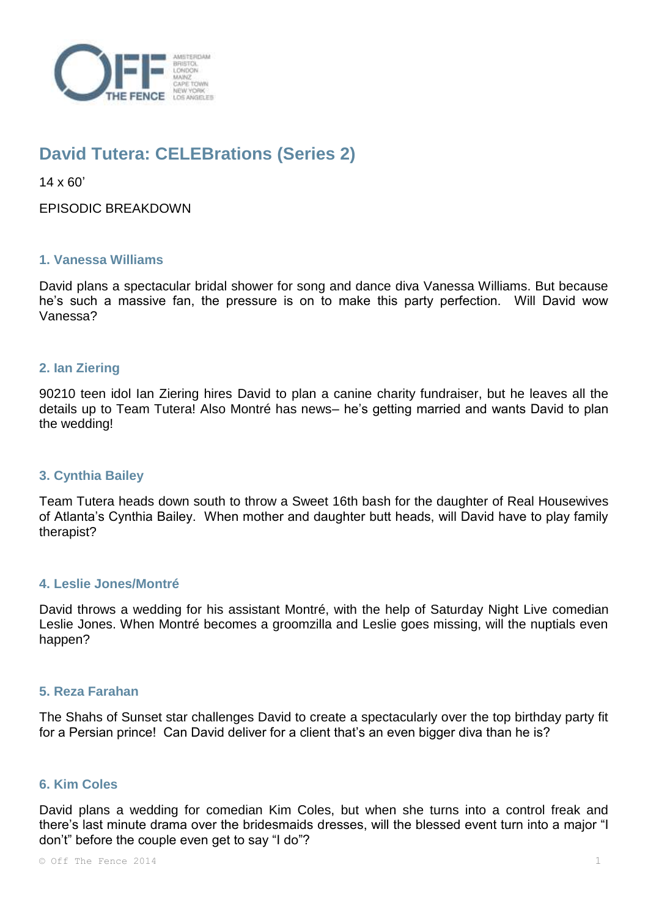# David Tutera: CELEBrations (Series 2)

14 x 60’

EPISODIC BREAKDOWN

### 1. Vanessa Williams

David plans a spectacular bridal shower for song and dance diva Vanessa Williams. But because he’s such a massive fan, the pressure is on to make this party perfection. Will David wow Vanessa?

### 2. Ian Ziering

90210 teen idol Ian Ziering hires David to plan a canine charity fundraiser, but he leaves all the details up to Team Tutera! Also Montré has news– he’s getting married and wants David to plan the wedding!

### 3. Cynthia Bailey

Team Tutera heads down south to throw a Sweet 16th bash for the daughter of Real Housewives of Atlanta’s Cynthia Bailey. When mother and daughter butt heads, will David have to play family therapist?

### 4. Leslie Jones/Montré

David throws a wedding for his assistant Montré, with the help of Saturday Night Live comedian Leslie Jones. When Montré becomes a groomzilla and Leslie goes missing, will the nuptials even happen?

### 5. Reza Farahan

The Shahs of Sunset star challenges David to create a spectacularly over the top birthday party fit for a Persian prince! Can David deliver for a client that’s an even bigger diva than he is?

### 6. Kim Coles

David plans a wedding for comedian Kim Coles, but when she turns into a control freak and there’s last minute drama over the bridesmaids dresses, will the blessed event turn into a major “I don’t” before the couple even get to say “I do”?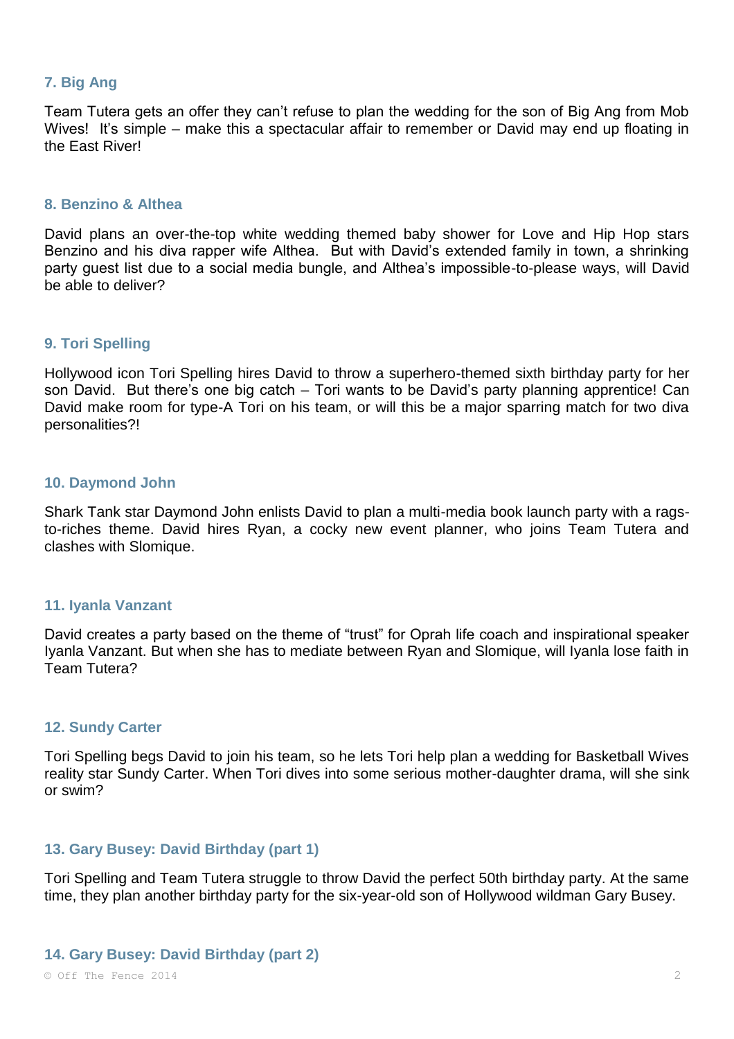### 7. Big Ang

Team Tutera gets an offer they can't refuse to plan the wedding for the son of Big Ang from Mob Wives! It's simple – make this a spectacular affair to remember or David may end up floating in the East River!

### 8. Benzino & Althea

David plans an over-the-top white wedding themed baby shower for Love and Hip Hop stars Benzino and his diva rapper wife Althea. But with David's extended family in town, a shrinking party guest list due to a social media bungle, and Althea's impossible-to-please ways, will David be able to deliver?

### 9. Tori Spelling

Hollywood icon Tori Spelling hires David to throw a superhero-themed sixth birthday party for her son David. But there's one big catch – Tori wants to be David's party planning apprentice! Can David make room for type-A Tori on his team, or will this be a major sparring match for two diva personalities?!

### 10. Daymond John

Shark Tank star Daymond John enlists David to plan a multi-media book launch party with a rags-to-riches theme. David hires Ryan, a cocky new event planner, who joins Team Tutera and clashes with Slomique.

### 11. Iyanla Vanzant

David creates a party based on the theme of "trust" for Oprah life coach and inspirational speaker Iyanla Vanzant. But when she has to mediate between Ryan and Slomique, will Iyanla lose faith in Team Tutera?

### 12. Sundy Carter

Tori Spelling begs David to join his team, so he lets Tori help plan a wedding for Basketball Wives reality star Sundy Carter. When Tori dives into some serious mother-daughter drama, will she sink or swim?

### 13. Gary Busey: David Birthday (part 1)

Tori Spelling and Team Tutera struggle to throw David the perfect 50th birthday party. At the same time, they plan another birthday party for the six-year-old son of Hollywood wildman Gary Busey.

### 14. Gary Busey: David Birthday (part 2)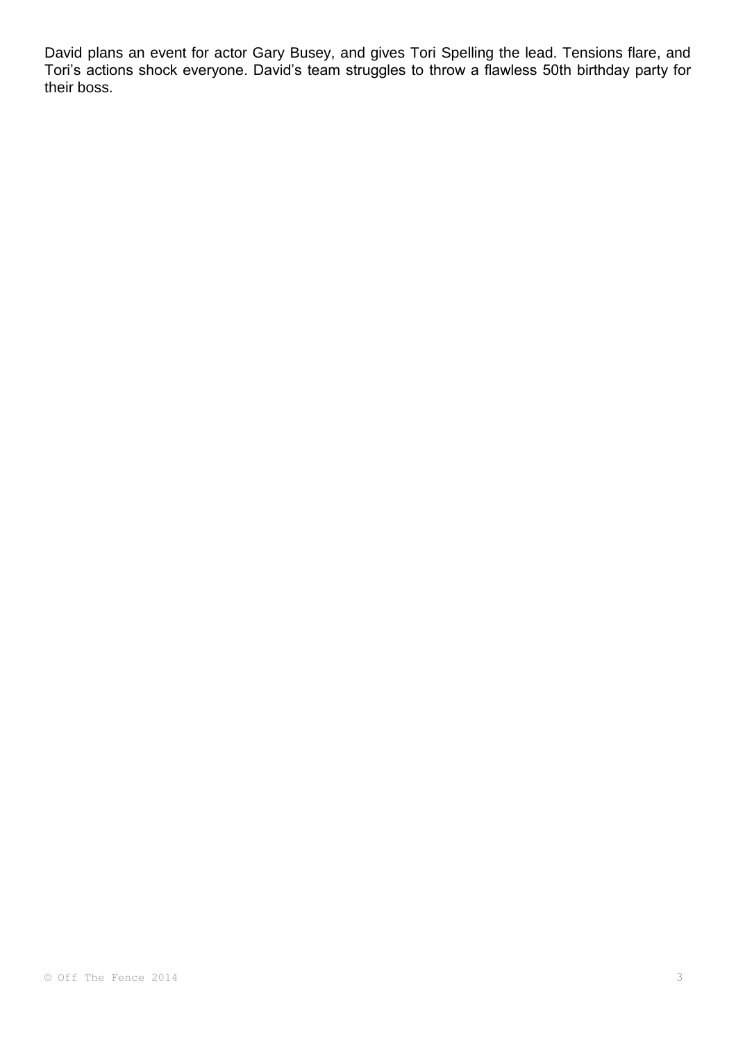David plans an event for actor Gary Busey, and gives Tori Spelling the lead. Tensions flare, and Tori's actions shock everyone. David's team struggles to throw a flawless 50th birthday party for their boss.